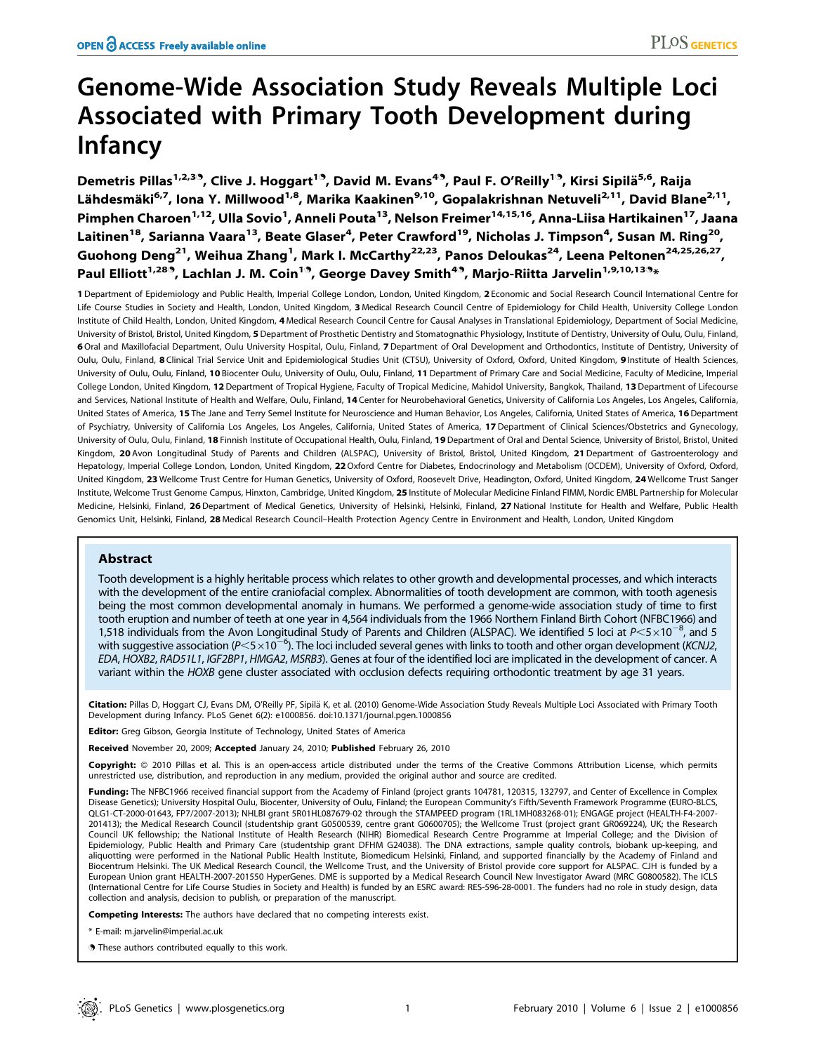OPEN ACCESS Freely available online

# Genome-Wide Association Study Reveals Multiple Loci Associated with Primary Tooth Development during Infancy

Demetris Pillas[1,2,3]¶, Clive J. Hoggart[1]¶, David M. Evans[4]¶, Paul F. O'Reilly[1]¶, Kirsi Sipilä[5,6], Raija Lähdesmäki[6,7], Iona Y. Millwood[1,8], Marika Kaakinen[9,10], Gopalakrishnan Netuveli[2,11], David Blane[2,11], Pimphen Charoen[1,12], Ulla Sovio[1], Anneli Pouta[13], Nelson Freimer[14,15,16], Anna-Liisa Hartikainen[17], Jaana Laitinen[18], Sarianna Vaara[13], Beate Glaser[4], Peter Crawford[19], Nicholas J. Timpson[4], Susan M. Ring[20], Guohong Deng[21], Weihua Zhang[1], Mark I. McCarthy[22,23], Panos Deloukas[24], Leena Peltonen[24,25,26,27], Paul Elliott[1,28]¶, Lachlan J. M. Coin[1]¶, George Davey Smith[4]¶, Marjo-Riitta Jarvelin[1,9,10,13]¶*

**1** Department of Epidemiology and Public Health, Imperial College London, London, United Kingdom, **2** Economic and Social Research Council International Centre for Life Course Studies in Society and Health, London, United Kingdom, **3** Medical Research Council Centre of Epidemiology for Child Health, University College London Institute of Child Health, London, United Kingdom, **4** Medical Research Council Centre for Causal Analyses in Translational Epidemiology, Department of Social Medicine, University of Bristol, Bristol, United Kingdom, **5** Department of Prosthetic Dentistry and Stomatognathic Physiology, Institute of Dentistry, University of Oulu, Oulu, Finland, **6** Oral and Maxillofacial Department, Oulu University Hospital, Oulu, Finland, **7** Department of Oral Development and Orthodontics, Institute of Dentistry, University of Oulu, Oulu, Finland, **8** Clinical Trial Service Unit and Epidemiological Studies Unit (CTSU), University of Oxford, Oxford, United Kingdom, **9** Institute of Health Sciences, University of Oulu, Oulu, Finland, **10** Biocenter Oulu, University of Oulu, Oulu, Finland, **11** Department of Primary Care and Social Medicine, Faculty of Medicine, Imperial College London, United Kingdom, **12** Department of Tropical Hygiene, Faculty of Tropical Medicine, Mahidol University, Bangkok, Thailand, **13** Department of Lifecourse and Services, National Institute of Health and Welfare, Oulu, Finland, **14** Center for Neurobehavioral Genetics, University of California Los Angeles, Los Angeles, California, United States of America, **15** The Jane and Terry Semel Institute for Neuroscience and Human Behavior, Los Angeles, California, United States of America, **16** Department of Psychiatry, University of California Los Angeles, Los Angeles, California, United States of America, **17** Department of Clinical Sciences/Obstetrics and Gynecology, University of Oulu, Oulu, Finland, **18** Finnish Institute of Occupational Health, Oulu, Finland, **19** Department of Oral and Dental Science, University of Bristol, Bristol, United Kingdom, **20** Avon Longitudinal Study of Parents and Children (ALSPAC), University of Bristol, Bristol, United Kingdom, **21** Department of Gastroenterology and Hepatology, Imperial College London, London, United Kingdom, **22** Oxford Centre for Diabetes, Endocrinology and Metabolism (OCDEM), University of Oxford, Oxford, United Kingdom, **23** Wellcome Trust Centre for Human Genetics, University of Oxford, Roosevelt Drive, Headington, Oxford, United Kingdom, **24** Wellcome Trust Sanger Institute, Welcome Trust Genome Campus, Hinxton, Cambridge, United Kingdom, **25** Institute of Molecular Medicine Finland FIMM, Nordic EMBL Partnership for Molecular Medicine, Helsinki, Finland, **26** Department of Medical Genetics, University of Helsinki, Helsinki, Finland, **27** National Institute for Health and Welfare, Public Health Genomics Unit, Helsinki, Finland, **28** Medical Research Council–Health Protection Agency Centre in Environment and Health, London, United Kingdom

## Abstract

Tooth development is a highly heritable process which relates to other growth and developmental processes, and which interacts with the development of the entire craniofacial complex. Abnormalities of tooth development are common, with tooth agenesis being the most common developmental anomaly in humans. We performed a genome-wide association study of time to first tooth eruption and number of teeth at one year in 4,564 individuals from the 1966 Northern Finland Birth Cohort (NFBC1966) and 1,518 individuals from the Avon Longitudinal Study of Parents and Children (ALSPAC). We identified 5 loci at $P<5\times10^{-8}$, and 5 with suggestive association ($P<5\times10^{-6}$). The loci included several genes with links to tooth and other organ development (*KCNJ2*, *EDA*, *HOXB2*, *RAD51L1*, *IGF2BP1*, *HMGA2*, *MSRB3*). Genes at four of the identified loci are implicated in the development of cancer. A variant within the *HOXB* gene cluster associated with occlusion defects requiring orthodontic treatment by age 31 years.

**Citation:** Pillas D, Hoggart CJ, Evans DM, O'Reilly PF, Sipilä K, et al. (2010) Genome-Wide Association Study Reveals Multiple Loci Associated with Primary Tooth Development during Infancy. PLoS Genet 6(2): e1000856. doi:10.1371/journal.pgen.1000856

**Editor:** Greg Gibson, Georgia Institute of Technology, United States of America

**Received** November 20, 2009; **Accepted** January 24, 2010; **Published** February 26, 2010

**Copyright:** © 2010 Pillas et al. This is an open-access article distributed under the terms of the Creative Commons Attribution License, which permits unrestricted use, distribution, and reproduction in any medium, provided the original author and source are credited.

**Funding:** The NFBC1966 received financial support from the Academy of Finland (project grants 104781, 120315, 132797, and Center of Excellence in Complex Disease Genetics); University Hospital Oulu, Biocenter, University of Oulu, Finland; the European Community's Fifth/Seventh Framework Programme (EURO-BLCS, QLG1-CT-2000-01643, FP7/2007-2013); NHLBI grant 5R01HL087679-02 through the STAMPEED program (1RL1MH083268-01); ENGAGE project (HEALTH-F4-2007-201413); the Medical Research Council (studentship grant G0500539, centre grant G0600705); the Wellcome Trust (project grant GR069224), UK; the Research Council UK fellowship; the National Institute of Health Research (NIHR) Biomedical Research Centre Programme at Imperial College; and the Division of Epidemiology, Public Health and Primary Care (studentship grant DFHM G24038). The DNA extractions, sample quality controls, biobank up-keeping, and aliquotting were performed in the National Public Health Institute, Biomedicum Helsinki, Finland, and supported financially by the Academy of Finland and Biocentrum Helsinki. The UK Medical Research Council, the Wellcome Trust, and the University of Bristol provide core support for ALSPAC. CJH is funded by a European Union grant HEALTH-2007-201550 HyperGenes. DME is supported by a Medical Research Council New Investigator Award (MRC G0800582). The ICLS (International Centre for Life Course Studies in Society and Health) is funded by an ESRC award: RES-596-28-0001. The funders had no role in study design, data collection and analysis, decision to publish, or preparation of the manuscript.

**Competing Interests:** The authors have declared that no competing interests exist.

\* E-mail: m.jarvelin@imperial.ac.uk

¶ These authors contributed equally to this work.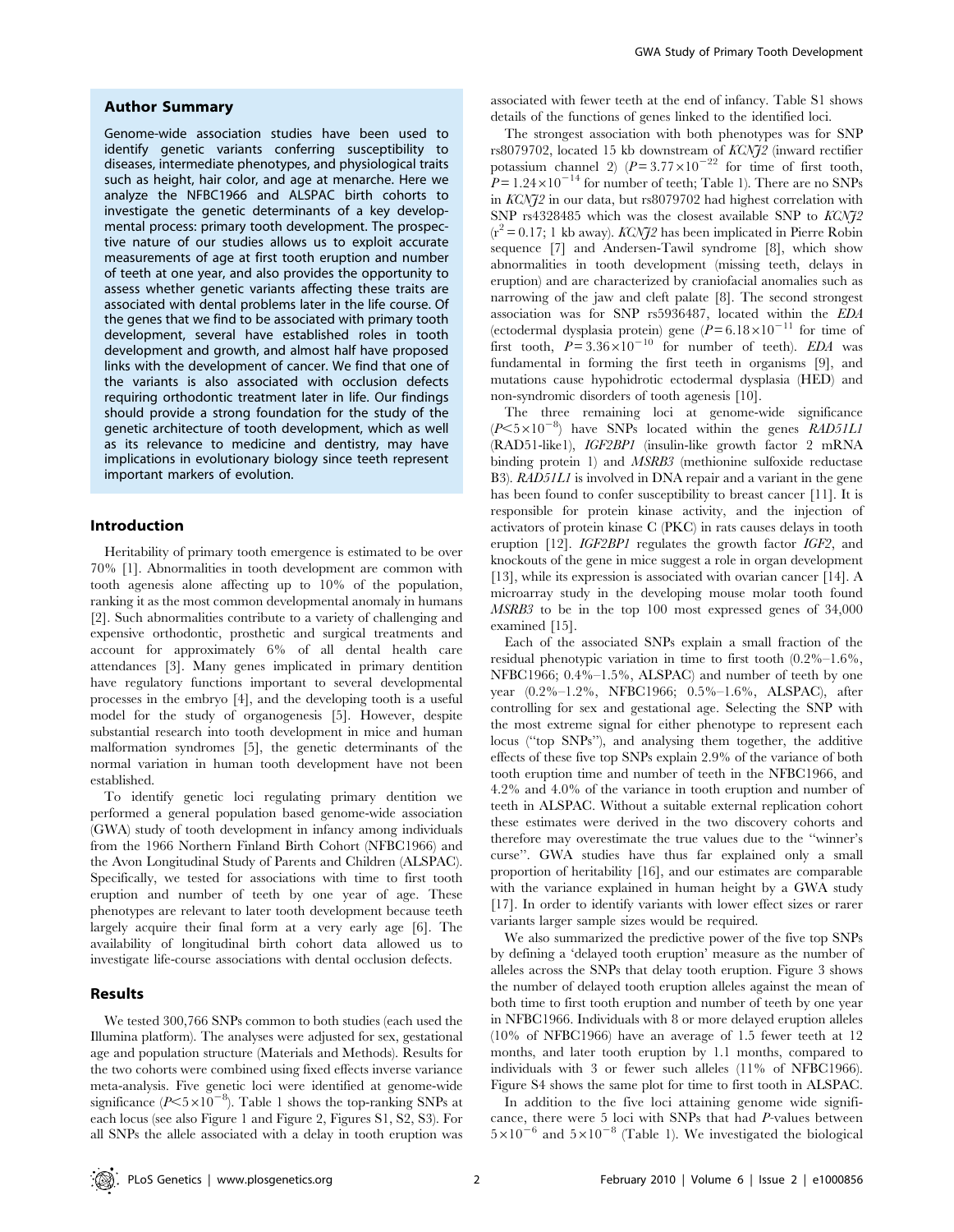## Author Summary

Genome-wide association studies have been used to identify genetic variants conferring susceptibility to diseases, intermediate phenotypes, and physiological traits such as height, hair color, and age at menarche. Here we analyze the NFBC1966 and ALSPAC birth cohorts to investigate the genetic determinants of a key developmental process: primary tooth development. The prospective nature of our studies allows us to exploit accurate measurements of age at first tooth eruption and number of teeth at one year, and also provides the opportunity to assess whether genetic variants affecting these traits are associated with dental problems later in the life course. Of the genes that we find to be associated with primary tooth development, several have established roles in tooth development and growth, and almost half have proposed links with the development of cancer. We find that one of the variants is also associated with occlusion defects requiring orthodontic treatment later in life. Our findings should provide a strong foundation for the study of the genetic architecture of tooth development, which as well as its relevance to medicine and dentistry, may have implications in evolutionary biology since teeth represent important markers of evolution.

## Introduction

Heritability of primary tooth emergence is estimated to be over 70% [1]. Abnormalities in tooth development are common with tooth agenesis alone affecting up to 10% of the population, ranking it as the most common developmental anomaly in humans [2]. Such abnormalities contribute to a variety of challenging and expensive orthodontic, prosthetic and surgical treatments and account for approximately 6% of all dental health care attendances [3]. Many genes implicated in primary dentition have regulatory functions important to several developmental processes in the embryo [4], and the developing tooth is a useful model for the study of organogenesis [5]. However, despite substantial research into tooth development in mice and human malformation syndromes [5], the genetic determinants of the normal variation in human tooth development have not been established.

To identify genetic loci regulating primary dentition we performed a general population based genome-wide association (GWA) study of tooth development in infancy among individuals from the 1966 Northern Finland Birth Cohort (NFBC1966) and the Avon Longitudinal Study of Parents and Children (ALSPAC). Specifically, we tested for associations with time to first tooth eruption and number of teeth by one year of age. These phenotypes are relevant to later tooth development because teeth largely acquire their final form at a very early age [6]. The availability of longitudinal birth cohort data allowed us to investigate life-course associations with dental occlusion defects.

## Results

We tested 300,766 SNPs common to both studies (each used the Illumina platform). The analyses were adjusted for sex, gestational age and population structure (Materials and Methods). Results for the two cohorts were combined using fixed effects inverse variance meta-analysis. Five genetic loci were identified at genome-wide significance ($P<5\times10^{-8}$). Table 1 shows the top-ranking SNPs at each locus (see also Figure 1 and Figure 2, Figures S1, S2, S3). For all SNPs the allele associated with a delay in tooth eruption was associated with fewer teeth at the end of infancy. Table S1 shows details of the functions of genes linked to the identified loci.

The strongest association with both phenotypes was for SNP rs8079702, located 15 kb downstream of *KCNJ2* (inward rectifier potassium channel 2) ($P=3.77\times10^{-22}$ for time of first tooth, $P=1.24\times10^{-14}$ for number of teeth; Table 1). There are no SNPs in *KCNJ2* in our data, but rs8079702 had highest correlation with SNP rs4328485 which was the closest available SNP to *KCNJ2* ($r^2=0.17$; 1 kb away). *KCNJ2* has been implicated in Pierre Robin sequence [7] and Andersen-Tawil syndrome [8], which show abnormalities in tooth development (missing teeth, delays in eruption) and are characterized by craniofacial anomalies such as narrowing of the jaw and cleft palate [8]. The second strongest association was for SNP rs5936487, located within the *EDA* (ectodermal dysplasia protein) gene ($P=6.18\times10^{-11}$ for time of first tooth, $P=3.36\times10^{-10}$ for number of teeth). *EDA* was fundamental in forming the first teeth in organisms [9], and mutations cause hypohidrotic ectodermal dysplasia (HED) and non-syndromic disorders of tooth agenesis [10].

The three remaining loci at genome-wide significance ($P<5\times10^{-8}$) have SNPs located within the genes *RAD51L1* (RAD51-like1), *IGF2BP1* (insulin-like growth factor 2 mRNA binding protein 1) and *MSRB3* (methionine sulfoxide reductase B3). *RAD51L1* is involved in DNA repair and a variant in the gene has been found to confer susceptibility to breast cancer [11]. It is responsible for protein kinase activity, and the injection of activators of protein kinase C (PKC) in rats causes delays in tooth eruption [12]. *IGF2BP1* regulates the growth factor *IGF2*, and knockouts of the gene in mice suggest a role in organ development [13], while its expression is associated with ovarian cancer [14]. A microarray study in the developing mouse molar tooth found *MSRB3* to be in the top 100 most expressed genes of 34,000 examined [15].

Each of the associated SNPs explain a small fraction of the residual phenotypic variation in time to first tooth (0.2%–1.6%, NFBC1966; 0.4%–1.5%, ALSPAC) and number of teeth by one year (0.2%–1.2%, NFBC1966; 0.5%–1.6%, ALSPAC), after controlling for sex and gestational age. Selecting the SNP with the most extreme signal for either phenotype to represent each locus ("top SNPs"), and analysing them together, the additive effects of these five top SNPs explain 2.9% of the variance of both tooth eruption time and number of teeth in the NFBC1966, and 4.2% and 4.0% of the variance in tooth eruption and number of teeth in ALSPAC. Without a suitable external replication cohort these estimates were derived in the two discovery cohorts and therefore may overestimate the true values due to the "winner's curse". GWA studies have thus far explained only a small proportion of heritability [16], and our estimates are comparable with the variance explained in human height by a GWA study [17]. In order to identify variants with lower effect sizes or rarer variants larger sample sizes would be required.

We also summarized the predictive power of the five top SNPs by defining a 'delayed tooth eruption' measure as the number of alleles across the SNPs that delay tooth eruption. Figure 3 shows the number of delayed tooth eruption alleles against the mean of both time to first tooth eruption and number of teeth by one year in NFBC1966. Individuals with 8 or more delayed eruption alleles (10% of NFBC1966) have an average of 1.5 fewer teeth at 12 months, and later tooth eruption by 1.1 months, compared to individuals with 3 or fewer such alleles (11% of NFBC1966). Figure S4 shows the same plot for time to first tooth in ALSPAC.

In addition to the five loci attaining genome wide significance, there were 5 loci with SNPs that had *P*-values between $5\times10^{-6}$ and $5\times10^{-8}$ (Table 1). We investigated the biological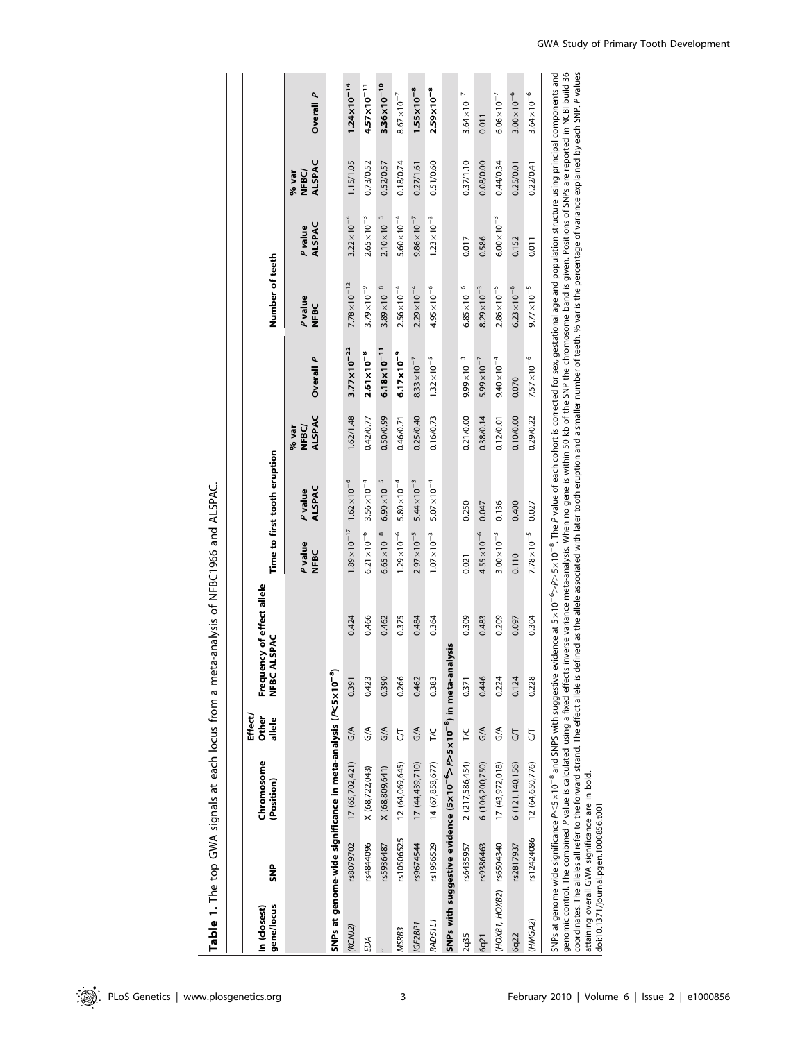**Table 1.** The top GWA signals at each locus from a meta-analysis of NFBC1966 and ALSPAC.

| In (closest) gene/locus | SNP | Chromosome (Position) | Effect/ Other allele | Frequency of effect allele NFBC | ALSPAC | Time to first tooth eruption | | | | Number of teeth | | | |
|---|---|---|---|---|---|---|---|---|---|---|---|---|---|
| | | | | | | *P* value NFBC | *P* value ALSPAC | % var NFBC/ ALSPAC | Overall *P* | *P* value NFBC | *P* value ALSPAC | % var NFBC/ ALSPAC | Overall *P* |
| **SNPs at genome-wide significance in meta-analysis ($P<5\times10^{-8}$)** | | | | | | | | | | | | | |
| (*KCNJ2*) | rs8079702 | 17 (65,702,421) | G/A | 0.391 | 0.424 | $1.89\times10^{-17}$ | $1.62\times10^{-6}$ | 1.62/1.48 | $\mathbf{3.77\times10^{-22}}$ | $7.78\times10^{-12}$ | $3.22\times10^{-4}$ | 1.15/1.05 | $\mathbf{1.24\times10^{-14}}$ |
| *EDA* | rs4844096 | X (68,722,043) | G/A | 0.423 | 0.466 | $6.21\times10^{-6}$ | $3.56\times10^{-4}$ | 0.42/0.77 | $\mathbf{2.61\times10^{-8}}$ | $3.79\times10^{-9}$ | $2.65\times10^{-3}$ | 0.73/0.52 | $\mathbf{4.57\times10^{-11}}$ |
| " | rs5936487 | X (68,809,641) | G/A | 0.390 | 0.462 | $6.65\times10^{-8}$ | $6.90\times10^{-5}$ | 0.50/0.99 | $\mathbf{6.18\times10^{-11}}$ | $3.89\times10^{-8}$ | $2.10\times10^{-3}$ | 0.52/0.57 | $\mathbf{3.36\times10^{-10}}$ |
| *MSRB3* | rs10506525 | 12 (64,069,645) | C/T | 0.266 | 0.375 | $1.29\times10^{-6}$ | $5.80\times10^{-4}$ | 0.46/0.71 | $\mathbf{6.17\times10^{-9}}$ | $2.56\times10^{-4}$ | $5.60\times10^{-4}$ | 0.18/0.74 | $8.67\times10^{-7}$ |
| *IGF2BP1* | rs9674544 | 17 (44,439,710) | G/A | 0.462 | 0.484 | $2.97\times10^{-5}$ | $5.44\times10^{-3}$ | 0.25/0.40 | $8.33\times10^{-7}$ | $2.29\times10^{-4}$ | $9.86\times10^{-7}$ | 0.27/1.61 | $\mathbf{1.55\times10^{-8}}$ |
| *RAD51L1* | rs1956529 | 14 (67,858,677) | T/C | 0.383 | 0.364 | $1.07\times10^{-3}$ | $5.07\times10^{-4}$ | 0.16/0.73 | $1.32\times10^{-5}$ | $4.95\times10^{-6}$ | $1.23\times10^{-3}$ | 0.51/0.60 | $\mathbf{2.59\times10^{-8}}$ |
| **SNPs with suggestive evidence ($5\times10^{-6}>P>5\times10^{-8}$) in meta-analysis** | | | | | | | | | | | | | |
| 2q35 | rs6435957 | 2 (217,586,454) | T/C | 0.371 | 0.309 | 0.021 | 0.250 | 0.21/0.00 | $9.99\times10^{-3}$ | $6.85\times10^{-6}$ | 0.017 | 0.37/1.10 | $3.64\times10^{-7}$ |
| 6q21 | rs9386463 | 6 (106,200,750) | G/A | 0.446 | 0.483 | $4.55\times10^{-6}$ | 0.047 | 0.38/0.14 | $5.99\times10^{-7}$ | $8.29\times10^{-3}$ | 0.586 | 0.08/0.00 | 0.011 |
| (*HOXB1, HOXB2*) | rs6504340 | 17 (43,972,018) | G/A | 0.224 | 0.209 | $3.00\times10^{-3}$ | 0.136 | 0.12/0.01 | $9.40\times10^{-4}$ | $2.86\times10^{-5}$ | $6.00\times10^{-3}$ | 0.44/0.34 | $6.06\times10^{-7}$ |
| 6q22 | rs2817937 | 6 (121,140,156) | C/T | 0.124 | 0.097 | 0.110 | 0.400 | 0.10/0.00 | 0.070 | $6.23\times10^{-6}$ | 0.152 | 0.25/0.01 | $3.00\times10^{-6}$ |
| (*HMGA2*) | rs12424086 | 12 (64,650,776) | C/T | 0.228 | 0.304 | $7.78\times10^{-5}$ | 0.027 | 0.29/0.22 | $7.57\times10^{-6}$ | $9.77\times10^{-5}$ | 0.011 | 0.22/0.41 | $3.64\times10^{-6}$ |

SNPs at genome wide significance $P<5\times10^{-8}$ and SNPS with suggestive evidence at $5\times10^{-6}>P>5\times10^{-8}$. The *P* value of each cohort is corrected for sex, gestational age and population structure using principal components and genomic control. The combined *P* value is calculated using a fixed effects inverse variance meta-analysis. When no gene is within 50 kb of the SNP the chromosome band is given. Positions of SNPs are reported in NCBI build 36 coordinates. The alleles all refer to the forward strand. The effect allele is defined as the allele associated with later tooth eruption and a smaller number of teeth. % var is the percentage of variance explained by each SNP. *P* values attaining overall GWA significance are in bold.

doi:10.1371/journal.pgen.1000856.t001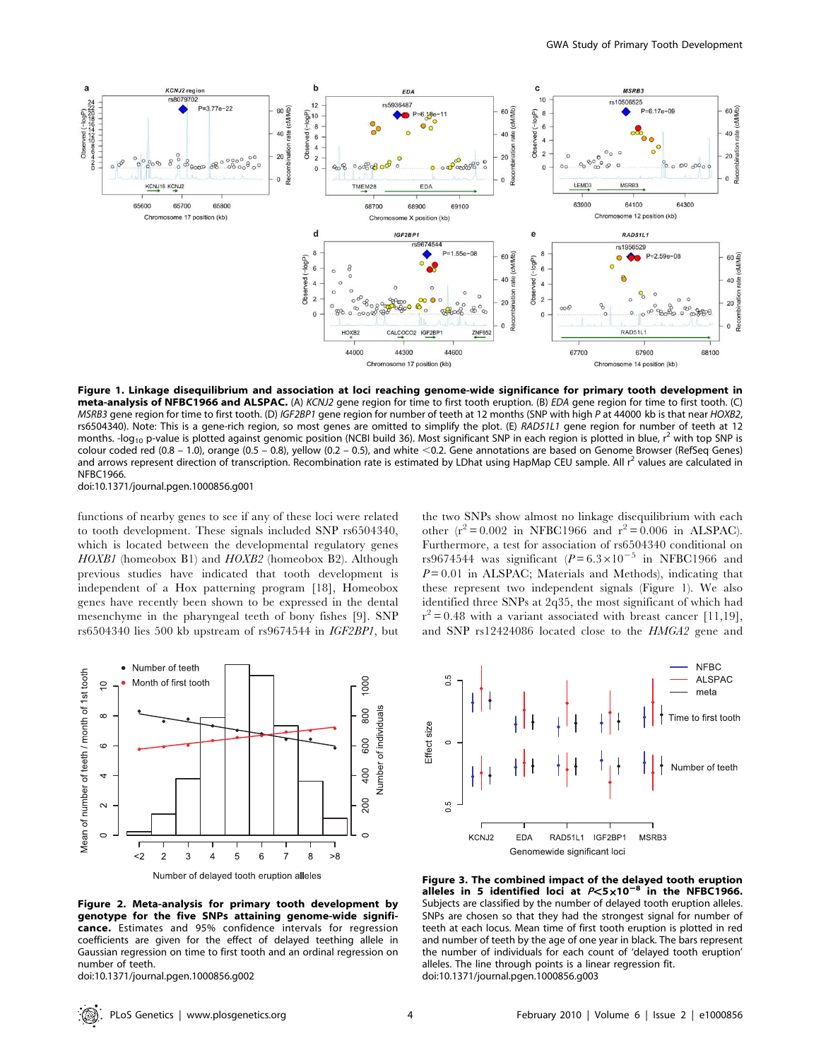**Figure 1. Linkage disequilibrium and association at loci reaching genome-wide significance for primary tooth development in meta-analysis of NFBC1966 and ALSPAC.** (A) *KCNJ2* gene region for time to first tooth eruption. (B) *EDA* gene region for time to first tooth. (C) *MSRB3* gene region for time to first tooth. (D) *IGF2BP1* gene region for number of teeth at 12 months (SNP with high *P* at 44000 kb is that near *HOXB2*, rs6504340). Note: This is a gene-rich region, so most genes are omitted to simplify the plot. (E) *RAD51L1* gene region for number of teeth at 12 months. -log$_{10}$ p-value is plotted against genomic position (NCBI build 36). Most significant SNP in each region is plotted in blue, $r^2$ with top SNP is colour coded red (0.8 – 1.0), orange (0.5 – 0.8), yellow (0.2 – 0.5), and white <0.2. Gene annotations are based on Genome Browser (RefSeq Genes) and arrows represent direction of transcription. Recombination rate is estimated by LDhat using HapMap CEU sample. All $r^2$ values are calculated in NFBC1966.
doi:10.1371/journal.pgen.1000856.g001

functions of nearby genes to see if any of these loci were related to tooth development. These signals included SNP rs6504340, which is located between the developmental regulatory genes *HOXB1* (homeobox B1) and *HOXB2* (homeobox B2). Although previous studies have indicated that tooth development is independent of a Hox patterning program [18], Homeobox genes have recently been shown to be expressed in the dental mesenchyme in the pharyngeal teeth of bony fishes [9]. SNP rs6504340 lies 500 kb upstream of rs9674544 in *IGF2BP1*, but the two SNPs show almost no linkage disequilibrium with each other ($r^2 = 0.002$ in NFBC1966 and $r^2 = 0.006$ in ALSPAC). Furthermore, a test for association of rs6504340 conditional on rs9674544 was significant ($P = 6.3 \times 10^{-5}$ in NFBC1966 and $P = 0.01$ in ALSPAC; Materials and Methods), indicating that these represent two independent signals (Figure 1). We also identified three SNPs at 2q35, the most significant of which had $r^2 = 0.48$ with a variant associated with breast cancer [11,19], and SNP rs12424086 located close to the *HMGA2* gene and

**Figure 2. Meta-analysis for primary tooth development by genotype for the five SNPs attaining genome-wide significance.** Estimates and 95% confidence intervals for regression coefficients are given for the effect of delayed teething allele in Gaussian regression on time to first tooth and an ordinal regression on number of teeth.
doi:10.1371/journal.pgen.1000856.g002

**Figure 3. The combined impact of the delayed tooth eruption alleles in 5 identified loci at $P < 5 \times 10^{-8}$ in the NFBC1966.** Subjects are classified by the number of delayed tooth eruption alleles. SNPs are chosen so that they had the strongest signal for number of teeth at each locus. Mean time of first tooth eruption is plotted in red and number of teeth by the age of one year in black. The bars represent the number of individuals for each count of 'delayed tooth eruption' alleles. The line through points is a linear regression fit.
doi:10.1371/journal.pgen.1000856.g003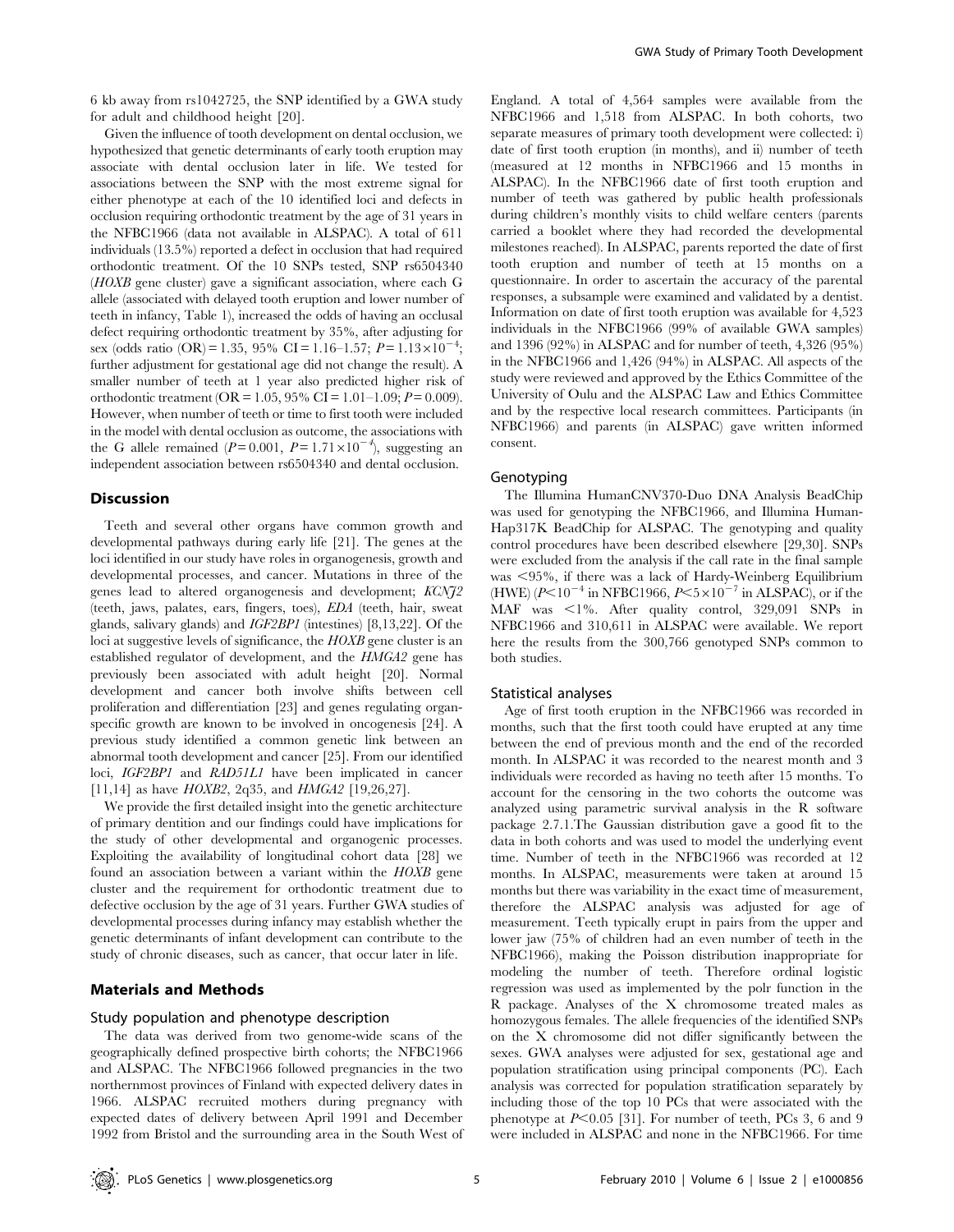6 kb away from rs1042725, the SNP identified by a GWA study for adult and childhood height [20].

Given the influence of tooth development on dental occlusion, we hypothesized that genetic determinants of early tooth eruption may associate with dental occlusion later in life. We tested for associations between the SNP with the most extreme signal for either phenotype at each of the 10 identified loci and defects in occlusion requiring orthodontic treatment by the age of 31 years in the NFBC1966 (data not available in ALSPAC). A total of 611 individuals (13.5%) reported a defect in occlusion that had required orthodontic treatment. Of the 10 SNPs tested, SNP rs6504340 (*HOXB* gene cluster) gave a significant association, where each G allele (associated with delayed tooth eruption and lower number of teeth in infancy, Table 1), increased the odds of having an occlusal defect requiring orthodontic treatment by 35%, after adjusting for sex (odds ratio (OR) = 1.35, 95% CI = 1.16–1.57; $P = 1.13\times10^{-4}$; further adjustment for gestational age did not change the result). A smaller number of teeth at 1 year also predicted higher risk of orthodontic treatment (OR = 1.05, 95% CI = 1.01–1.09; $P = 0.009$). However, when number of teeth or time to first tooth were included in the model with dental occlusion as outcome, the associations with the G allele remained ($P = 0.001$, $P = 1.71\times10^{-4}$), suggesting an independent association between rs6504340 and dental occlusion.

## Discussion

Teeth and several other organs have common growth and developmental pathways during early life [21]. The genes at the loci identified in our study have roles in organogenesis, growth and developmental processes, and cancer. Mutations in three of the genes lead to altered organogenesis and development; *KCNJ2* (teeth, jaws, palates, ears, fingers, toes), *EDA* (teeth, hair, sweat glands, salivary glands) and *IGF2BP1* (intestines) [8,13,22]. Of the loci at suggestive levels of significance, the *HOXB* gene cluster is an established regulator of development, and the *HMGA2* gene has previously been associated with adult height [20]. Normal development and cancer both involve shifts between cell proliferation and differentiation [23] and genes regulating organ-specific growth are known to be involved in oncogenesis [24]. A previous study identified a common genetic link between an abnormal tooth development and cancer [25]. From our identified loci, *IGF2BP1* and *RAD51L1* have been implicated in cancer [11,14] as have *HOXB2*, 2q35, and *HMGA2* [19,26,27].

We provide the first detailed insight into the genetic architecture of primary dentition and our findings could have implications for the study of other developmental and organogenic processes. Exploiting the availability of longitudinal cohort data [28] we found an association between a variant within the *HOXB* gene cluster and the requirement for orthodontic treatment due to defective occlusion by the age of 31 years. Further GWA studies of developmental processes during infancy may establish whether the genetic determinants of infant development can contribute to the study of chronic diseases, such as cancer, that occur later in life.

## Materials and Methods

### Study population and phenotype description

The data was derived from two genome-wide scans of the geographically defined prospective birth cohorts; the NFBC1966 and ALSPAC. The NFBC1966 followed pregnancies in the two northernmost provinces of Finland with expected delivery dates in 1966. ALSPAC recruited mothers during pregnancy with expected dates of delivery between April 1991 and December 1992 from Bristol and the surrounding area in the South West of England. A total of 4,564 samples were available from the NFBC1966 and 1,518 from ALSPAC. In both cohorts, two separate measures of primary tooth development were collected: i) date of first tooth eruption (in months), and ii) number of teeth (measured at 12 months in NFBC1966 and 15 months in ALSPAC). In the NFBC1966 date of first tooth eruption and number of teeth was gathered by public health professionals during children's monthly visits to child welfare centers (parents carried a booklet where they had recorded the developmental milestones reached). In ALSPAC, parents reported the date of first tooth eruption and number of teeth at 15 months on a questionnaire. In order to ascertain the accuracy of the parental responses, a subsample were examined and validated by a dentist. Information on date of first tooth eruption was available for 4,523 individuals in the NFBC1966 (99% of available GWA samples) and 1396 (92%) in ALSPAC and for number of teeth, 4,326 (95%) in the NFBC1966 and 1,426 (94%) in ALSPAC. All aspects of the study were reviewed and approved by the Ethics Committee of the University of Oulu and the ALSPAC Law and Ethics Committee and by the respective local research committees. Participants (in NFBC1966) and parents (in ALSPAC) gave written informed consent.

### Genotyping

The Illumina HumanCNV370-Duo DNA Analysis BeadChip was used for genotyping the NFBC1966, and Illumina HumanHap317K BeadChip for ALSPAC. The genotyping and quality control procedures have been described elsewhere [29,30]. SNPs were excluded from the analysis if the call rate in the final sample was <95%, if there was a lack of Hardy-Weinberg Equilibrium (HWE) ($P<10^{-4}$ in NFBC1966, $P<5\times10^{-7}$ in ALSPAC), or if the MAF was <1%. After quality control, 329,091 SNPs in NFBC1966 and 310,611 in ALSPAC were available. We report here the results from the 300,766 genotyped SNPs common to both studies.

### Statistical analyses

Age of first tooth eruption in the NFBC1966 was recorded in months, such that the first tooth could have erupted at any time between the end of previous month and the end of the recorded month. In ALSPAC it was recorded to the nearest month and 3 individuals were recorded as having no teeth after 15 months. To account for the censoring in the two cohorts the outcome was analyzed using parametric survival analysis in the R software package 2.7.1.The Gaussian distribution gave a good fit to the data in both cohorts and was used to model the underlying event time. Number of teeth in the NFBC1966 was recorded at 12 months. In ALSPAC, measurements were taken at around 15 months but there was variability in the exact time of measurement, therefore the ALSPAC analysis was adjusted for age of measurement. Teeth typically erupt in pairs from the upper and lower jaw (75% of children had an even number of teeth in the NFBC1966), making the Poisson distribution inappropriate for modeling the number of teeth. Therefore ordinal logistic regression was used as implemented by the polr function in the R package. Analyses of the X chromosome treated males as homozygous females. The allele frequencies of the identified SNPs on the X chromosome did not differ significantly between the sexes. GWA analyses were adjusted for sex, gestational age and population stratification using principal components (PC). Each analysis was corrected for population stratification separately by including those of the top 10 PCs that were associated with the phenotype at $P<0.05$ [31]. For number of teeth, PCs 3, 6 and 9 were included in ALSPAC and none in the NFBC1966. For time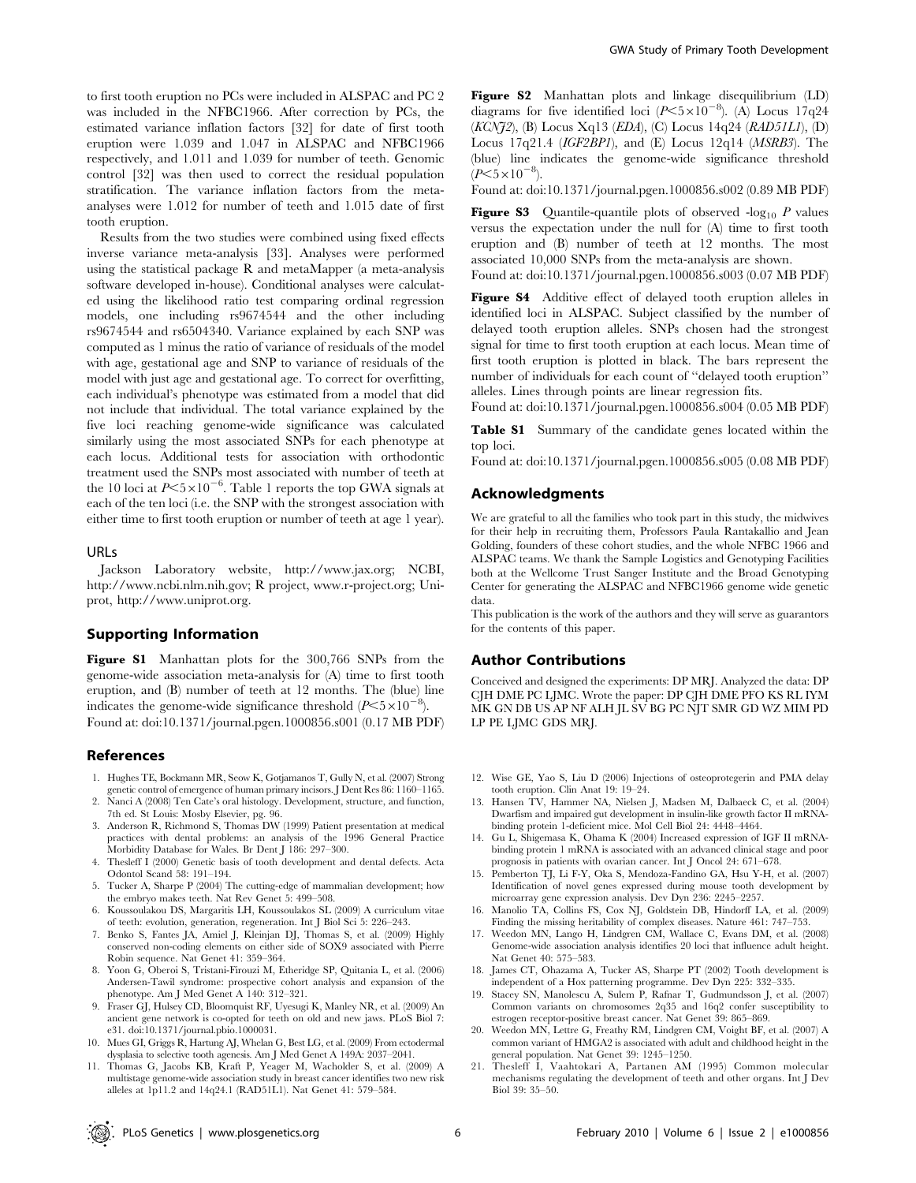to first tooth eruption no PCs were included in ALSPAC and PC 2 was included in the NFBC1966. After correction by PCs, the estimated variance inflation factors [32] for date of first tooth eruption were 1.039 and 1.047 in ALSPAC and NFBC1966 respectively, and 1.011 and 1.039 for number of teeth. Genomic control [32] was then used to correct the residual population stratification. The variance inflation factors from the meta-analyses were 1.012 for number of teeth and 1.015 date of first tooth eruption.

Results from the two studies were combined using fixed effects inverse variance meta-analysis [33]. Analyses were performed using the statistical package R and metaMapper (a meta-analysis software developed in-house). Conditional analyses were calculated using the likelihood ratio test comparing ordinal regression models, one including rs9674544 and the other including rs9674544 and rs6504340. Variance explained by each SNP was computed as 1 minus the ratio of variance of residuals of the model with age, gestational age and SNP to variance of residuals of the model with just age and gestational age. To correct for overfitting, each individual's phenotype was estimated from a model that did not include that individual. The total variance explained by the five loci reaching genome-wide significance was calculated similarly using the most associated SNPs for each phenotype at each locus. Additional tests for association with orthodontic treatment used the SNPs most associated with number of teeth at the 10 loci at $P<5\times10^{-6}$. Table 1 reports the top GWA signals at each of the ten loci (i.e. the SNP with the strongest association with either time to first tooth eruption or number of teeth at age 1 year).

### URLs

Jackson Laboratory website, http://www.jax.org; NCBI, http://www.ncbi.nlm.nih.gov; R project, www.r-project.org; Uniprot, http://www.uniprot.org.

## Supporting Information

**Figure S1** Manhattan plots for the 300,766 SNPs from the genome-wide association meta-analysis for (A) time to first tooth eruption, and (B) number of teeth at 12 months. The (blue) line indicates the genome-wide significance threshold ($P<5\times10^{-8}$).
Found at: doi:10.1371/journal.pgen.1000856.s001 (0.17 MB PDF)

**Figure S2** Manhattan plots and linkage disequilibrium (LD) diagrams for five identified loci ($P<5\times10^{-8}$). (A) Locus 17q24 (*KCNJ2*), (B) Locus Xq13 (*EDA*), (C) Locus 14q24 (*RAD51L1*), (D) Locus 17q21.4 (*IGF2BP1*), and (E) Locus 12q14 (*MSRB3*). The (blue) line indicates the genome-wide significance threshold ($P<5\times10^{-8}$).
Found at: doi:10.1371/journal.pgen.1000856.s002 (0.89 MB PDF)

**Figure S3** Quantile-quantile plots of observed $-\log_{10}$ $P$ values versus the expectation under the null for (A) time to first tooth eruption and (B) number of teeth at 12 months. The most associated 10,000 SNPs from the meta-analysis are shown.
Found at: doi:10.1371/journal.pgen.1000856.s003 (0.07 MB PDF)

**Figure S4** Additive effect of delayed tooth eruption alleles in identified loci in ALSPAC. Subject classified by the number of delayed tooth eruption alleles. SNPs chosen had the strongest signal for time to first tooth eruption at each locus. Mean time of first tooth eruption is plotted in black. The bars represent the number of individuals for each count of "delayed tooth eruption" alleles. Lines through points are linear regression fits.
Found at: doi:10.1371/journal.pgen.1000856.s004 (0.05 MB PDF)

**Table S1** Summary of the candidate genes located within the top loci.
Found at: doi:10.1371/journal.pgen.1000856.s005 (0.08 MB PDF)

## Acknowledgments

We are grateful to all the families who took part in this study, the midwives for their help in recruiting them, Professors Paula Rantakallio and Jean Golding, founders of these cohort studies, and the whole NFBC 1966 and ALSPAC teams. We thank the Sample Logistics and Genotyping Facilities both at the Wellcome Trust Sanger Institute and the Broad Genotyping Center for generating the ALSPAC and NFBC1966 genome wide genetic data.

This publication is the work of the authors and they will serve as guarantors for the contents of this paper.

## Author Contributions

Conceived and designed the experiments: DP MRJ. Analyzed the data: DP CJH DME PC LJMC. Wrote the paper: DP CJH DME PFO KS RL IYM MK GN DB US AP NF ALH JL SV BG PC NJT SMR GD WZ MIM PD LP PE LJMC GDS MRJ.

## References

1. Hughes TE, Bockmann MR, Seow K, Gotjamanos T, Gully N, et al. (2007) Strong genetic control of emergence of human primary incisors. J Dent Res 86: 1160–1165.
2. Nanci A (2008) Ten Cate's oral histology. Development, structure, and function, 7th ed. St Louis: Mosby Elsevier, pg. 96.
3. Anderson R, Richmond S, Thomas DW (1999) Patient presentation at medical practices with dental problems: an analysis of the 1996 General Practice Morbidity Database for Wales. Br Dent J 186: 297–300.
4. Thesleff I (2000) Genetic basis of tooth development and dental defects. Acta Odontol Scand 58: 191–194.
5. Tucker A, Sharpe P (2004) The cutting-edge of mammalian development; how the embryo makes teeth. Nat Rev Genet 5: 499–508.
6. Koussoulakou DS, Margaritis LH, Koussoulakos SL (2009) A curriculum vitae of teeth: evolution, generation, regeneration. Int J Biol Sci 5: 226–243.
7. Benko S, Fantes JA, Amiel J, Kleinjan DJ, Thomas S, et al. (2009) Highly conserved non-coding elements on either side of SOX9 associated with Pierre Robin sequence. Nat Genet 41: 359–364.
8. Yoon G, Oberoi S, Tristani-Firouzi M, Etheridge SP, Quitania L, et al. (2006) Andersen-Tawil syndrome: prospective cohort analysis and expansion of the phenotype. Am J Med Genet A 140: 312–321.
9. Fraser GJ, Hulsey CD, Bloomquist RF, Uyesugi K, Manley NR, et al. (2009) An ancient gene network is co-opted for teeth on old and new jaws. PLoS Biol 7: e31. doi:10.1371/journal.pbio.1000031.
10. Mues GI, Griggs R, Hartung AJ, Whelan G, Best LG, et al. (2009) From ectodermal dysplasia to selective tooth agenesis. Am J Med Genet A 149A: 2037–2041.
11. Thomas G, Jacobs KB, Kraft P, Yeager M, Wacholder S, et al. (2009) A multistage genome-wide association study in breast cancer identifies two new risk alleles at 1p11.2 and 14q24.1 (RAD51L1). Nat Genet 41: 579–584.
12. Wise GE, Yao S, Liu D (2006) Injections of osteoprotegerin and PMA delay tooth eruption. Clin Anat 19: 19–24.
13. Hansen TV, Hammer NA, Nielsen J, Madsen M, Dalbaeck C, et al. (2004) Dwarfism and impaired gut development in insulin-like growth factor II mRNA-binding protein 1-deficient mice. Mol Cell Biol 24: 4448–4464.
14. Gu L, Shigemasa K, Ohama K (2004) Increased expression of IGF II mRNA-binding protein 1 mRNA is associated with an advanced clinical stage and poor prognosis in patients with ovarian cancer. Int J Oncol 24: 671–678.
15. Pemberton TJ, Li F-Y, Oka S, Mendoza-Fandino GA, Hsu Y-H, et al. (2007) Identification of novel genes expressed during mouse tooth development by microarray gene expression analysis. Dev Dyn 236: 2245–2257.
16. Manolio TA, Collins FS, Cox NJ, Goldstein DB, Hindorff LA, et al. (2009) Finding the missing heritability of complex diseases. Nature 461: 747–753.
17. Weedon MN, Lango H, Lindgren CM, Wallace C, Evans DM, et al. (2008) Genome-wide association analysis identifies 20 loci that influence adult height. Nat Genet 40: 575–583.
18. James CT, Ohazama A, Tucker AS, Sharpe PT (2002) Tooth development is independent of a Hox patterning programme. Dev Dyn 225: 332–335.
19. Stacey SN, Manolescu A, Sulem P, Rafnar T, Gudmundsson J, et al. (2007) Common variants on chromosomes 2q35 and 16q2 confer susceptibility to estrogen receptor-positive breast cancer. Nat Genet 39: 865–869.
20. Weedon MN, Lettre G, Freathy RM, Lindgren CM, Voight BF, et al. (2007) A common variant of HMGA2 is associated with adult and childhood height in the general population. Nat Genet 39: 1245–1250.
21. Thesleff I, Vaahtokari A, Partanen AM (1995) Common molecular mechanisms regulating the development of teeth and other organs. Int J Dev Biol 39: 35–50.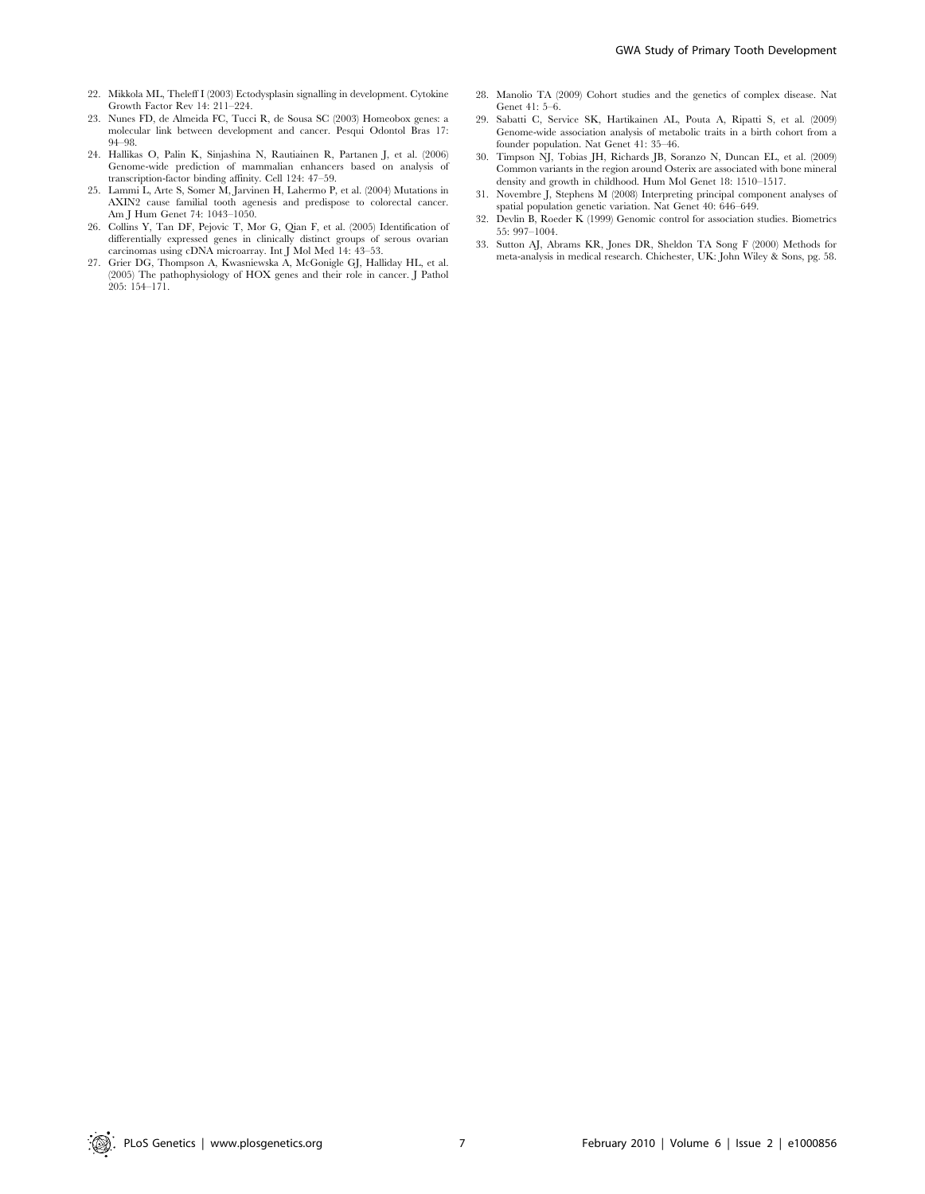22. Mikkola ML, Theleff I (2003) Ectodysplasin signalling in development. Cytokine Growth Factor Rev 14: 211–224.
23. Nunes FD, de Almeida FC, Tucci R, de Sousa SC (2003) Homeobox genes: a molecular link between development and cancer. Pesqui Odontol Bras 17: 94–98.
24. Hallikas O, Palin K, Sinjashina N, Rautiainen R, Partanen J, et al. (2006) Genome-wide prediction of mammalian enhancers based on analysis of transcription-factor binding affinity. Cell 124: 47–59.
25. Lammi L, Arte S, Somer M, Jarvinen H, Lahermo P, et al. (2004) Mutations in AXIN2 cause familial tooth agenesis and predispose to colorectal cancer. Am J Hum Genet 74: 1043–1050.
26. Collins Y, Tan DF, Pejovic T, Mor G, Qian F, et al. (2005) Identification of differentially expressed genes in clinically distinct groups of serous ovarian carcinomas using cDNA microarray. Int J Mol Med 14: 43–53.
27. Grier DG, Thompson A, Kwasniewska A, McGonigle GJ, Halliday HL, et al. (2005) The pathophysiology of HOX genes and their role in cancer. J Pathol 205: 154–171.
28. Manolio TA (2009) Cohort studies and the genetics of complex disease. Nat Genet 41: 5–6.
29. Sabatti C, Service SK, Hartikainen AL, Pouta A, Ripatti S, et al. (2009) Genome-wide association analysis of metabolic traits in a birth cohort from a founder population. Nat Genet 41: 35–46.
30. Timpson NJ, Tobias JH, Richards JB, Soranzo N, Duncan EL, et al. (2009) Common variants in the region around Osterix are associated with bone mineral density and growth in childhood. Hum Mol Genet 18: 1510–1517.
31. Novembre J, Stephens M (2008) Interpreting principal component analyses of spatial population genetic variation. Nat Genet 40: 646–649.
32. Devlin B, Roeder K (1999) Genomic control for association studies. Biometrics 55: 997–1004.
33. Sutton AJ, Abrams KR, Jones DR, Sheldon TA Song F (2000) Methods for meta-analysis in medical research. Chichester, UK: John Wiley & Sons, pg. 58.